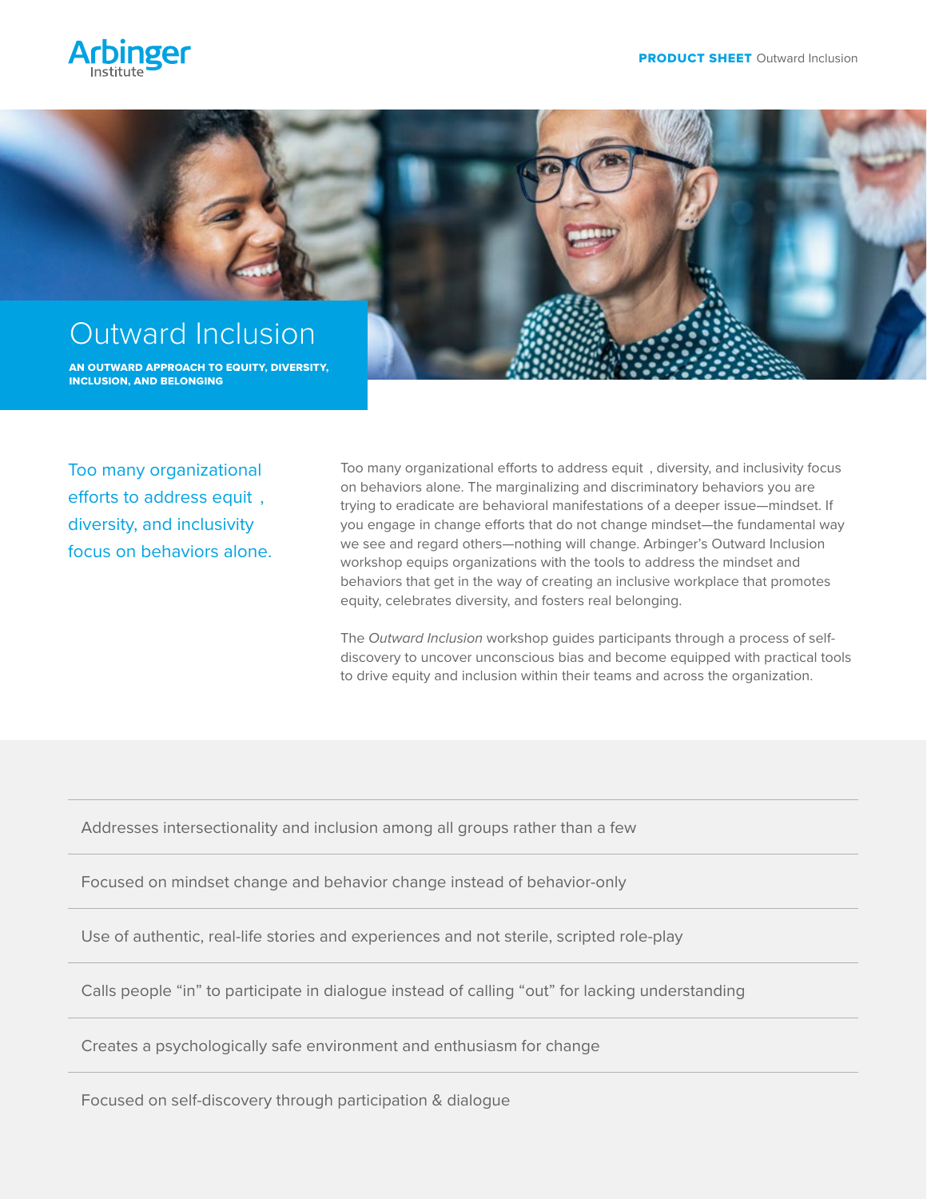Arbinger Institute

**PRODUCT SHEET** Outward Inclusion

# Outward Inclusion

**AN OUTWARD APPROACH TO EQUITY, DIVERSITY, INCLUSION, AND BELONGING**

Too many organizational efforts to address equit , diversity, and inclusivity focus on behaviors alone.

Too many organizational efforts to address equit , diversity, and inclusivity focus on behaviors alone. The marginalizing and discriminatory behaviors you are trying to eradicate are behavioral manifestations of a deeper issue—mindset. If you engage in change efforts that do not change mindset—the fundamental way we see and regard others—nothing will change. Arbinger's Outward Inclusion workshop equips organizations with the tools to address the mindset and behaviors that get in the way of creating an inclusive workplace that promotes equity, celebrates diversity, and fosters real belonging.

The *Outward Inclusion* workshop guides participants through a process of self-discovery to uncover unconscious bias and become equipped with practical tools to drive equity and inclusion within their teams and across the organization.

- Addresses intersectionality and inclusion among all groups rather than a few
- Focused on mindset change and behavior change instead of behavior-only
- Use of authentic, real-life stories and experiences and not sterile, scripted role-play
- Calls people "in" to participate in dialogue instead of calling "out" for lacking understanding
- Creates a psychologically safe environment and enthusiasm for change
- Focused on self-discovery through participation & dialogue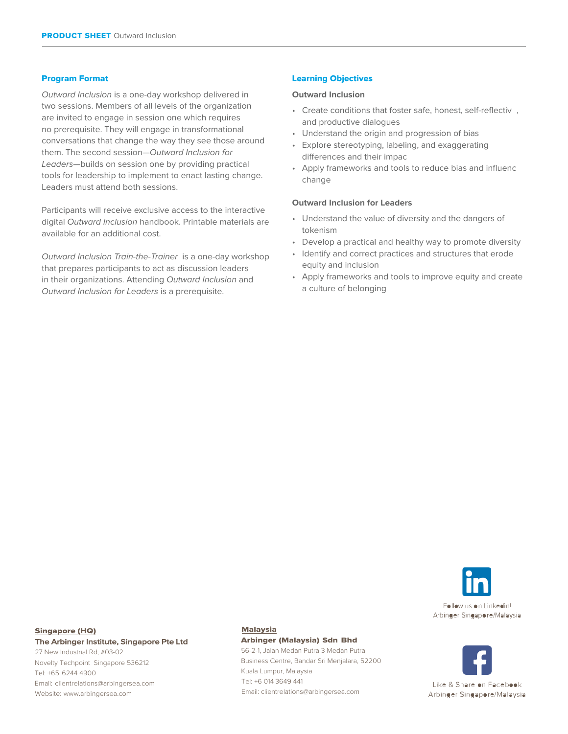## Program Format

*Outward Inclusion* is a one-day workshop delivered in two sessions. Members of all levels of the organization are invited to engage in session one which requires no prerequisite. They will engage in transformational conversations that change the way they see those around them. The second session—*Outward Inclusion for Leaders*—builds on session one by providing practical tools for leadership to implement to enact lasting change. Leaders must attend both sessions.

Participants will receive exclusive access to the interactive digital *Outward Inclusion* handbook. Printable materials are available for an additional cost.

*Outward Inclusion Train-the-Trainer* is a one-day workshop that prepares participants to act as discussion leaders in their organizations. Attending *Outward Inclusion* and *Outward Inclusion for Leaders* is a prerequisite.

## Learning Objectives

### Outward Inclusion

- Create conditions that foster safe, honest, self-reflectiv , and productive dialogues
- Understand the origin and progression of bias
- Explore stereotyping, labeling, and exaggerating differences and their impac
- Apply frameworks and tools to reduce bias and influenc change

### Outward Inclusion for Leaders

- Understand the value of diversity and the dangers of tokenism
- Develop a practical and healthy way to promote diversity
- Identify and correct practices and structures that erode equity and inclusion
- Apply frameworks and tools to improve equity and create a culture of belonging

**Singapore (HQ)**

**The Arbinger Institute, Singapore Pte Ltd**
27 New Industrial Rd, #03-02
Novelty Techpoint Singapore 536212
Tel: +65 6244 4900
Email: clientrelations@arbingersea.com
Website: www.arbingersea.com

**Malaysia**

**Arbinger (Malaysia) Sdn Bhd**
56-2-1, Jalan Medan Putra 3 Medan Putra
Business Centre, Bandar Sri Menjalara, 52200
Kuala Lumpur, Malaysia
Tel: +6 014 3649 441
Email: clientrelations@arbingersea.com

Follow us on Linkedin!
Arbinger Singapore/Malaysia

Like & Share on Facebook
Arbinger Singapore/Malaysia